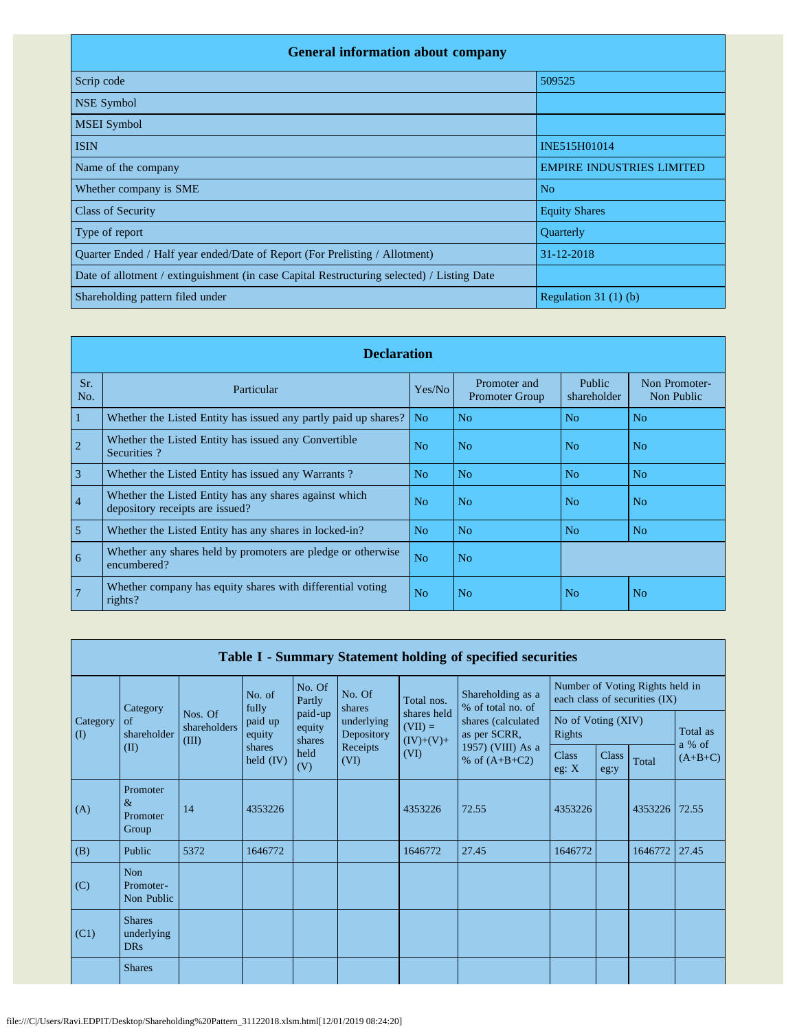## General information about company

| | |
|---|---|
| Scrip code | 509525 |
| NSE Symbol | |
| MSEI Symbol | |
| ISIN | INE515H01014 |
| Name of the company | EMPIRE INDUSTRIES LIMITED |
| Whether company is SME | No |
| Class of Security | Equity Shares |
| Type of report | Quarterly |
| Quarter Ended / Half year ended/Date of Report (For Prelisting / Allotment) | 31-12-2018 |
| Date of allotment / extinguishment (in case Capital Restructuring selected) / Listing Date | |
| Shareholding pattern filed under | Regulation 31 (1) (b) |

## Declaration

| Sr. No. | Particular | Yes/No | Promoter and Promoter Group | Public shareholder | Non Promoter-Non Public |
|---|---|---|---|---|---|
| 1 | Whether the Listed Entity has issued any partly paid up shares? | No | No | No | No |
| 2 | Whether the Listed Entity has issued any Convertible Securities ? | No | No | No | No |
| 3 | Whether the Listed Entity has issued any Warrants ? | No | No | No | No |
| 4 | Whether the Listed Entity has any shares against which depository receipts are issued? | No | No | No | No |
| 5 | Whether the Listed Entity has any shares in locked-in? | No | No | No | No |
| 6 | Whether any shares held by promoters are pledge or otherwise encumbered? | No | No | | |
| 7 | Whether company has equity shares with differential voting rights? | No | No | No | No |

## Table I - Summary Statement holding of specified securities

| Category (I) | Category of shareholder (II) | Nos. Of shareholders (III) | No. of fully paid up equity shares held (IV) | No. Of Partly paid-up equity shares held (V) | No. Of shares underlying Depository Receipts (VI) | Total nos. shares held (VII) = (IV)+(V)+ (VI) | Shareholding as a % of total no. of shares (calculated as per SCRR, 1957) (VIII) As a % of (A+B+C2) | Number of Voting Rights held in each class of securities (IX) | | | |
|---|---|---|---|---|---|---|---|---|---|---|---|
| | | | | | | | | No of Voting (XIV) Rights | | | Total as a % of (A+B+C) |
| | | | | | | | | Class eg: X | Class eg:y | Total | |
| (A) | Promoter & Promoter Group | 14 | 4353226 | | | 4353226 | 72.55 | 4353226 | | 4353226 | 72.55 |
| (B) | Public | 5372 | 1646772 | | | 1646772 | 27.45 | 1646772 | | 1646772 | 27.45 |
| (C) | Non Promoter-Non Public | | | | | | | | | | |
| (C1) | Shares underlying DRs | | | | | | | | | | |
| | Shares | | | | | | | | | | |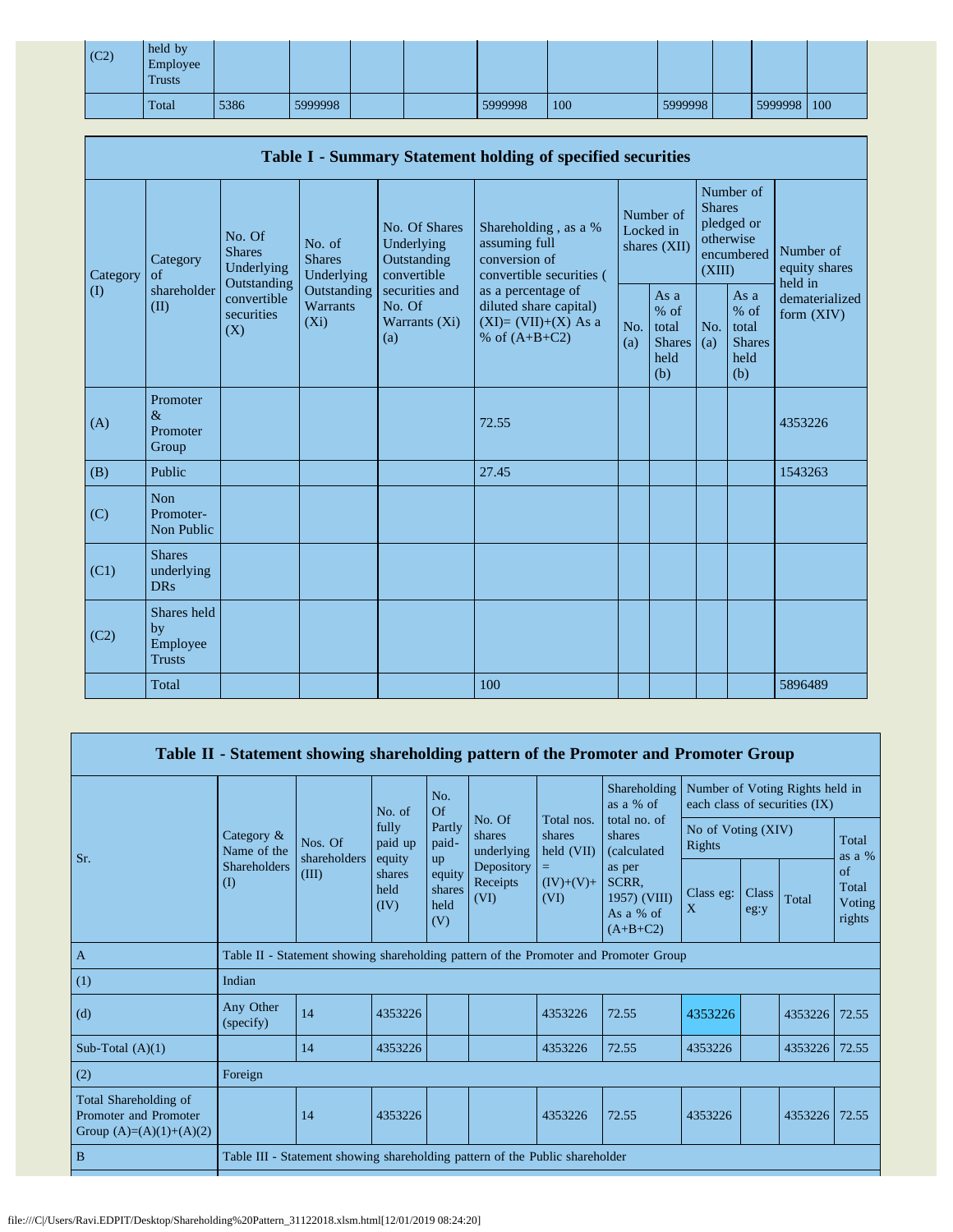| (C2) | held by Employee Trusts | | | | | | | | | | |
|---|---|---|---|---|---|---|---|---|---|---|---|
| | Total | 5386 | 5999998 | | | 5999998 | 100 | 5999998 | | 5999998 | 100 |

**Table I - Summary Statement holding of specified securities**

| Category (I) | Category of shareholder (II) | No. Of Shares Underlying Outstanding convertible securities (X) | No. of Shares Underlying Outstanding Warrants (Xi) | No. Of Shares Underlying Outstanding convertible securities and No. Of Warrants (Xi) (a) | Shareholding , as a % assuming full conversion of convertible securities ( as a percentage of diluted share capital) (XI)= (VII)+(X) As a % of (A+B+C2) | Number of Locked in shares (XII) | | Number of Shares pledged or otherwise encumbered (XIII) | | Number of equity shares held in dematerialized form (XIV) |
|---|---|---|---|---|---|---|---|---|---|---|
| | | | | | | No. (a) | As a % of total Shares held (b) | No. (a) | As a % of total Shares held (b) | |
| (A) | Promoter & Promoter Group | | | | 72.55 | | | | | 4353226 |
| (B) | Public | | | | 27.45 | | | | | 1543263 |
| (C) | Non Promoter- Non Public | | | | | | | | | |
| (C1) | Shares underlying DRs | | | | | | | | | |
| (C2) | Shares held by Employee Trusts | | | | | | | | | |
| | Total | | | | 100 | | | | | 5896489 |

**Table II - Statement showing shareholding pattern of the Promoter and Promoter Group**

| Sr. | Category & Name of the Shareholders (I) | Nos. Of shareholders (III) | No. of fully paid up equity shares held (IV) | No. Of Partly paid-up equity shares held (V) | No. Of shares underlying Depository Receipts (VI) | Total nos. shares held (VII) = (IV)+(V)+ (VI) | Shareholding as a % of total no. of shares (calculated as per SCRR, 1957) (VIII) As a % of (A+B+C2) | Number of Voting Rights held in each class of securities (IX) | | | |
|---|---|---|---|---|---|---|---|---|---|---|---|
| | | | | | | | | No of Voting (XIV) Rights | | | Total as a % of Total Voting rights |
| | | | | | | | | Class eg: X | Class eg:y | Total | |
| A | Table II - Statement showing shareholding pattern of the Promoter and Promoter Group | | | | | | | | | | |
| (1) | Indian | | | | | | | | | | |
| (d) | Any Other (specify) | 14 | 4353226 | | | 4353226 | 72.55 | 4353226 | | 4353226 | 72.55 |
| Sub-Total (A)(1) | | 14 | 4353226 | | | 4353226 | 72.55 | 4353226 | | 4353226 | 72.55 |
| (2) | Foreign | | | | | | | | | | |
| Total Shareholding of Promoter and Promoter Group (A)=(A)(1)+(A)(2) | | 14 | 4353226 | | | 4353226 | 72.55 | 4353226 | | 4353226 | 72.55 |
| B | Table III - Statement showing shareholding pattern of the Public shareholder | | | | | | | | | | |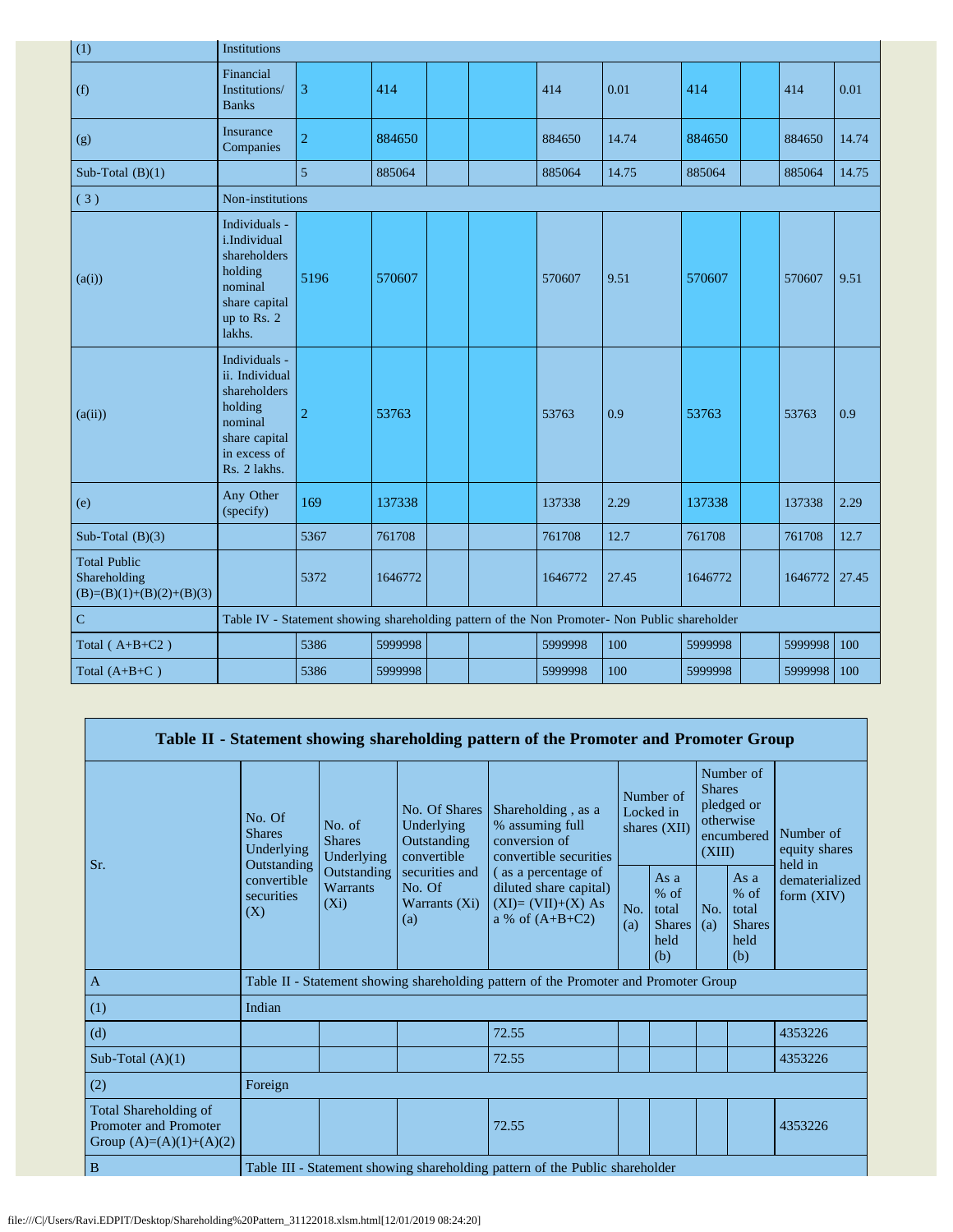| (1) | Institutions | | | | | | | | | | |
|---|---|---|---|---|---|---|---|---|---|---|---|
| (f) | Financial Institutions/ Banks | 3 | 414 | | | 414 | 0.01 | 414 | | 414 | 0.01 |
| (g) | Insurance Companies | 2 | 884650 | | | 884650 | 14.74 | 884650 | | 884650 | 14.74 |
| Sub-Total (B)(1) | | 5 | 885064 | | | 885064 | 14.75 | 885064 | | 885064 | 14.75 |
| ( 3 ) | Non-institutions | | | | | | | | | | |
| (a(i)) | Individuals - i.Individual shareholders holding nominal share capital up to Rs. 2 lakhs. | 5196 | 570607 | | | 570607 | 9.51 | 570607 | | 570607 | 9.51 |
| (a(ii)) | Individuals - ii. Individual shareholders holding nominal share capital in excess of Rs. 2 lakhs. | 2 | 53763 | | | 53763 | 0.9 | 53763 | | 53763 | 0.9 |
| (e) | Any Other (specify) | 169 | 137338 | | | 137338 | 2.29 | 137338 | | 137338 | 2.29 |
| Sub-Total (B)(3) | | 5367 | 761708 | | | 761708 | 12.7 | 761708 | | 761708 | 12.7 |
| Total Public Shareholding (B)=(B)(1)+(B)(2)+(B)(3) | | 5372 | 1646772 | | | 1646772 | 27.45 | 1646772 | | 1646772 | 27.45 |
| C | Table IV - Statement showing shareholding pattern of the Non Promoter- Non Public shareholder | | | | | | | | | | |
| Total ( A+B+C2 ) | | 5386 | 5999998 | | | 5999998 | 100 | 5999998 | | 5999998 | 100 |
| Total (A+B+C ) | | 5386 | 5999998 | | | 5999998 | 100 | 5999998 | | 5999998 | 100 |

## Table II - Statement showing shareholding pattern of the Promoter and Promoter Group

| Sr. | No. Of Shares Underlying Outstanding convertible securities (X) | No. of Shares Underlying Outstanding Warrants (Xi) | No. Of Shares Underlying Outstanding convertible securities and No. Of Warrants (Xi) (a) | Shareholding , as a % assuming full conversion of convertible securities ( as a percentage of diluted share capital) (XI)= (VII)+(X) As a % of (A+B+C2) | Number of Locked in shares (XII) | | Number of Shares pledged or otherwise encumbered (XIII) | | Number of equity shares held in dematerialized form (XIV) |
|---|---|---|---|---|---|---|---|---|---|
| | | | | | No. (a) | As a % of total Shares held (b) | No. (a) | As a % of total Shares held (b) | |
| A | Table II - Statement showing shareholding pattern of the Promoter and Promoter Group | | | | | | | | |
| (1) | Indian | | | | | | | | |
| (d) | | | | 72.55 | | | | | 4353226 |
| Sub-Total (A)(1) | | | | 72.55 | | | | | 4353226 |
| (2) | Foreign | | | | | | | | |
| Total Shareholding of Promoter and Promoter Group (A)=(A)(1)+(A)(2) | | | | 72.55 | | | | | 4353226 |
| B | Table III - Statement showing shareholding pattern of the Public shareholder | | | | | | | | |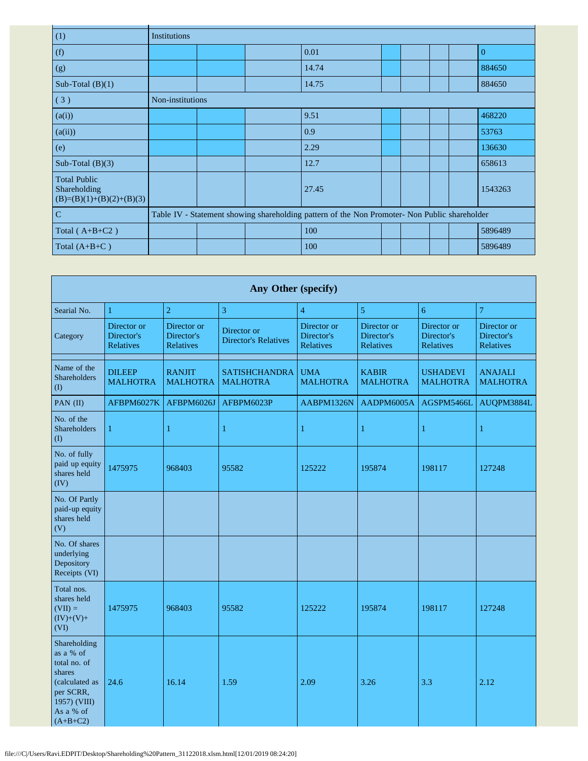| | | | | | | | | | |
|---|---|---|---|---|---|---|---|---|---|
| (1) | Institutions | | | | | | | | |
| (f) | | | | 0.01 | | | | | 0 |
| (g) | | | | 14.74 | | | | | 884650 |
| Sub-Total (B)(1) | | | | 14.75 | | | | | 884650 |
| ( 3 ) | Non-institutions | | | | | | | | |
| (a(i)) | | | | 9.51 | | | | | 468220 |
| (a(ii)) | | | | 0.9 | | | | | 53763 |
| (e) | | | | 2.29 | | | | | 136630 |
| Sub-Total (B)(3) | | | | 12.7 | | | | | 658613 |
| Total Public Shareholding (B)=(B)(1)+(B)(2)+(B)(3) | | | | 27.45 | | | | | 1543263 |
| C | Table IV - Statement showing shareholding pattern of the Non Promoter- Non Public shareholder | | | | | | | | |
| Total ( A+B+C2 ) | | | | 100 | | | | | 5896489 |
| Total (A+B+C ) | | | | 100 | | | | | 5896489 |

| Any Other (specify) | | | | | | | |
|---|---|---|---|---|---|---|---|
| Searial No. | 1 | 2 | 3 | 4 | 5 | 6 | 7 |
| Category | Director or Director's Relatives | Director or Director's Relatives | Director or Director's Relatives | Director or Director's Relatives | Director or Director's Relatives | Director or Director's Relatives | Director or Director's Relatives |
| | | | | | | | |
| Name of the Shareholders (I) | DILEEP MALHOTRA | RANJIT MALHOTRA | SATISHCHANDRA MALHOTRA | UMA MALHOTRA | KABIR MALHOTRA | USHADEVI MALHOTRA | ANAJALI MALHOTRA |
| PAN (II) | AFBPM6027K | AFBPM6026J | AFBPM6023P | AABPM1326N | AADPM6005A | AGSPM5466L | AUQPM3884L |
| No. of the Shareholders (I) | 1 | 1 | 1 | 1 | 1 | 1 | 1 |
| No. of fully paid up equity shares held (IV) | 1475975 | 968403 | 95582 | 125222 | 195874 | 198117 | 127248 |
| No. Of Partly paid-up equity shares held (V) | | | | | | | |
| No. Of shares underlying Depository Receipts (VI) | | | | | | | |
| Total nos. shares held (VII) = (IV)+(V)+ (VI) | 1475975 | 968403 | 95582 | 125222 | 195874 | 198117 | 127248 |
| Shareholding as a % of total no. of shares (calculated as per SCRR, 1957) (VIII) As a % of (A+B+C2) | 24.6 | 16.14 | 1.59 | 2.09 | 3.26 | 3.3 | 2.12 |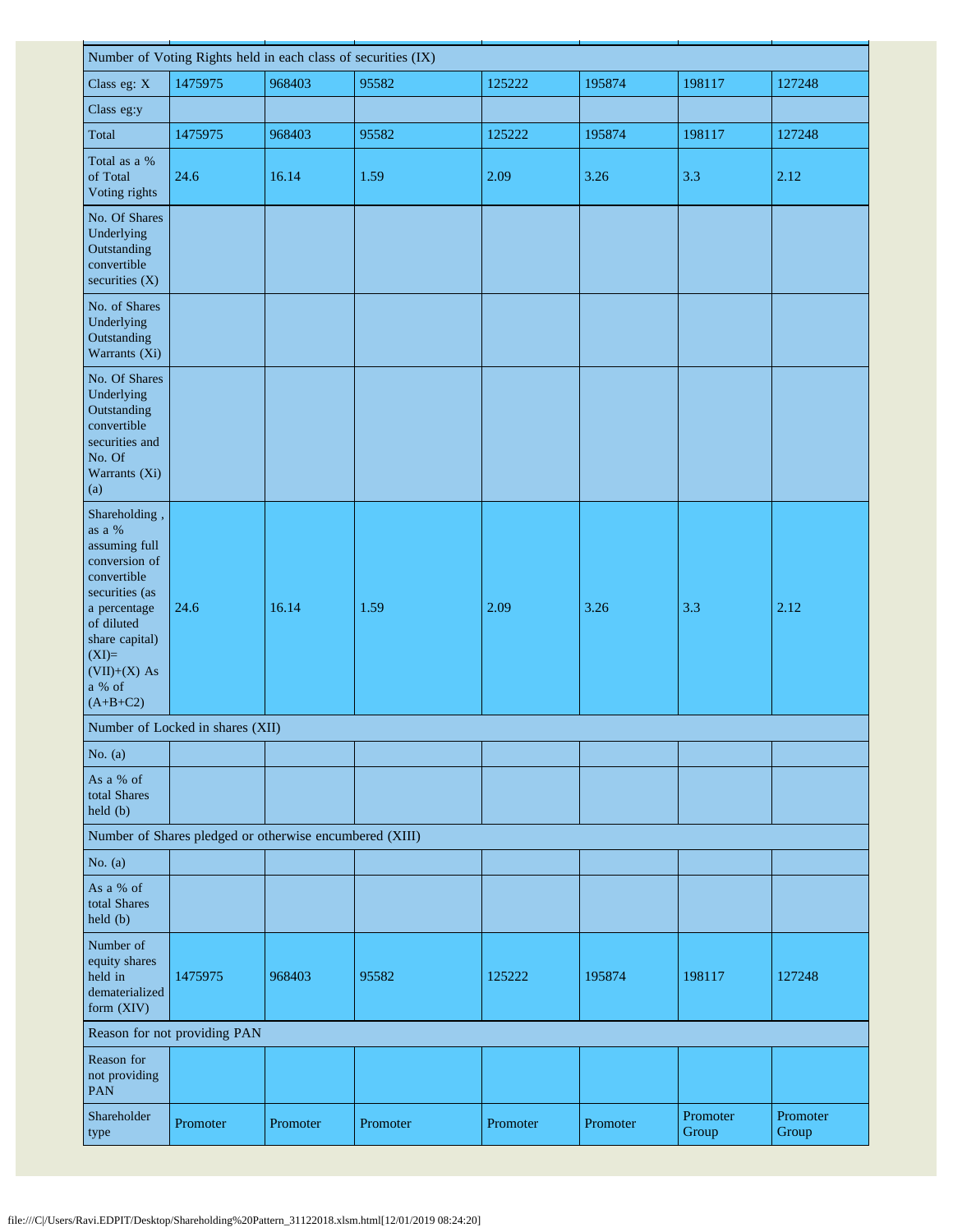| Number of Voting Rights held in each class of securities (IX) | | | | | | | |
|---|---|---|---|---|---|---|---|
| Class eg: X | 1475975 | 968403 | 95582 | 125222 | 195874 | 198117 | 127248 |
| Class eg:y | | | | | | | |
| Total | 1475975 | 968403 | 95582 | 125222 | 195874 | 198117 | 127248 |
| Total as a % of Total Voting rights | 24.6 | 16.14 | 1.59 | 2.09 | 3.26 | 3.3 | 2.12 |
| No. Of Shares Underlying Outstanding convertible securities (X) | | | | | | | |
| No. of Shares Underlying Outstanding Warrants (Xi) | | | | | | | |
| No. Of Shares Underlying Outstanding convertible securities and No. Of Warrants (Xi) (a) | | | | | | | |
| Shareholding , as a % assuming full conversion of convertible securities (as a percentage of diluted share capital) (XI)= (VII)+(X) As a % of (A+B+C2) | 24.6 | 16.14 | 1.59 | 2.09 | 3.26 | 3.3 | 2.12 |
| Number of Locked in shares (XII) | | | | | | | |
| No. (a) | | | | | | | |
| As a % of total Shares held (b) | | | | | | | |
| Number of Shares pledged or otherwise encumbered (XIII) | | | | | | | |
| No. (a) | | | | | | | |
| As a % of total Shares held (b) | | | | | | | |
| Number of equity shares held in dematerialized form (XIV) | 1475975 | 968403 | 95582 | 125222 | 195874 | 198117 | 127248 |
| Reason for not providing PAN | | | | | | | |
| Reason for not providing PAN | | | | | | | |
| Shareholder type | Promoter | Promoter | Promoter | Promoter | Promoter | Promoter Group | Promoter Group |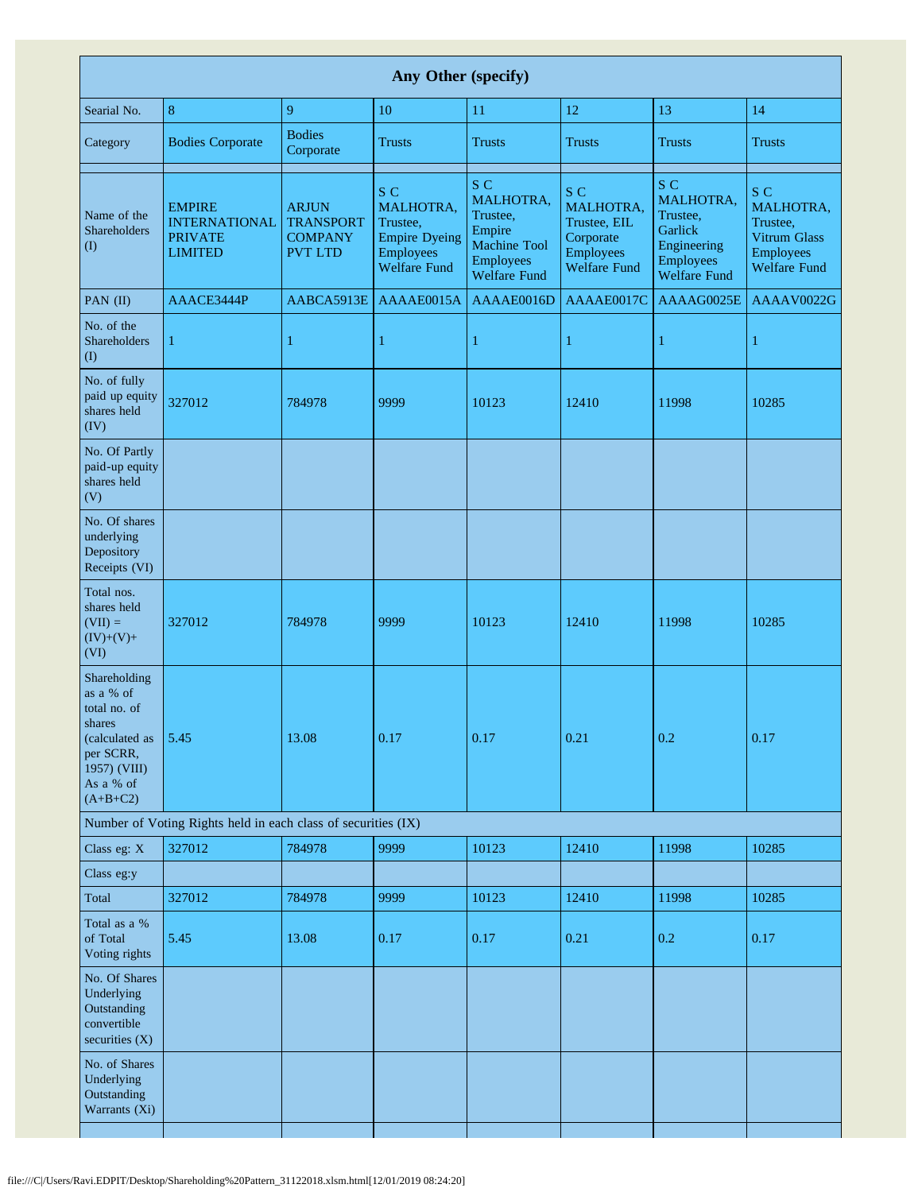| Any Other (specify) | | | | | | | |
|---|---|---|---|---|---|---|---|
| Searial No. | 8 | 9 | 10 | 11 | 12 | 13 | 14 |
| Category | Bodies Corporate | Bodies Corporate | Trusts | Trusts | Trusts | Trusts | Trusts |
| | | | | | | | |
| Name of the Shareholders (I) | EMPIRE INTERNATIONAL PRIVATE LIMITED | ARJUN TRANSPORT COMPANY PVT LTD | S C MALHOTRA, Trustee, Empire Dyeing Employees Welfare Fund | S C MALHOTRA, Trustee, Empire Machine Tool Employees Welfare Fund | S C MALHOTRA, Trustee, EIL Corporate Employees Welfare Fund | S C MALHOTRA, Trustee, Garlick Engineering Employees Welfare Fund | S C MALHOTRA, Trustee, Vitrum Glass Employees Welfare Fund |
| PAN (II) | AAACE3444P | AABCA5913E | AAAAE0015A | AAAAE0016D | AAAAE0017C | AAAAG0025E | AAAAV0022G |
| No. of the Shareholders (I) | 1 | 1 | 1 | 1 | 1 | 1 | 1 |
| No. of fully paid up equity shares held (IV) | 327012 | 784978 | 9999 | 10123 | 12410 | 11998 | 10285 |
| No. Of Partly paid-up equity shares held (V) | | | | | | | |
| No. Of shares underlying Depository Receipts (VI) | | | | | | | |
| Total nos. shares held (VII) = (IV)+(V)+ (VI) | 327012 | 784978 | 9999 | 10123 | 12410 | 11998 | 10285 |
| Shareholding as a % of total no. of shares (calculated as per SCRR, 1957) (VIII) As a % of (A+B+C2) | 5.45 | 13.08 | 0.17 | 0.17 | 0.21 | 0.2 | 0.17 |
| Number of Voting Rights held in each class of securities (IX) | | | | | | | |
| Class eg: X | 327012 | 784978 | 9999 | 10123 | 12410 | 11998 | 10285 |
| Class eg:y | | | | | | | |
| Total | 327012 | 784978 | 9999 | 10123 | 12410 | 11998 | 10285 |
| Total as a % of Total Voting rights | 5.45 | 13.08 | 0.17 | 0.17 | 0.21 | 0.2 | 0.17 |
| No. Of Shares Underlying Outstanding convertible securities (X) | | | | | | | |
| No. of Shares Underlying Outstanding Warrants (Xi) | | | | | | | |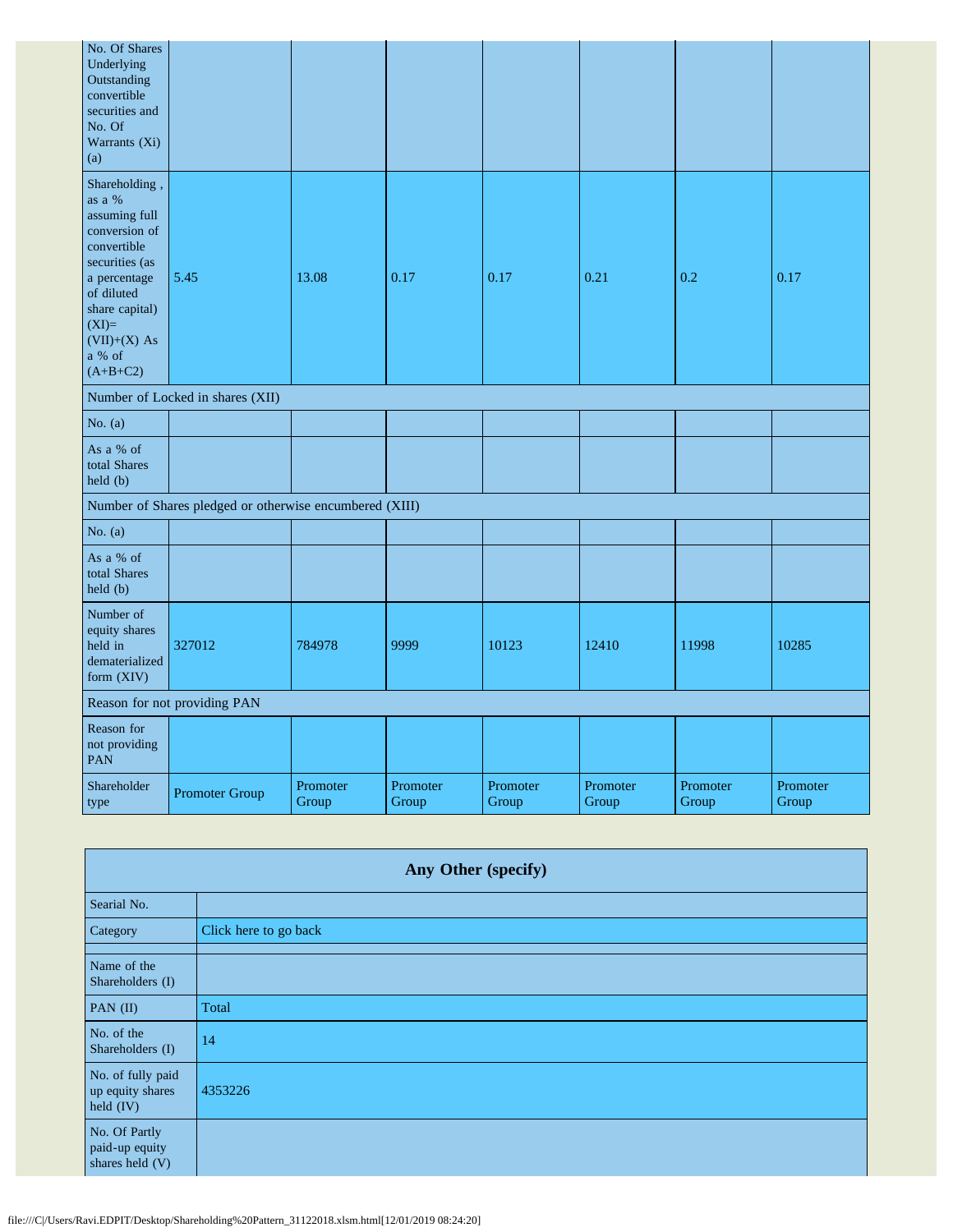| No. Of Shares Underlying Outstanding convertible securities and No. Of Warrants (Xi) (a) | | | | | | | |
|---|---|---|---|---|---|---|---|
| Shareholding , as a % assuming full conversion of convertible securities (as a percentage of diluted share capital) (XI)= (VII)+(X) As a % of (A+B+C2) | 5.45 | 13.08 | 0.17 | 0.17 | 0.21 | 0.2 | 0.17 |
| Number of Locked in shares (XII) | | | | | | | |
| No. (a) | | | | | | | |
| As a % of total Shares held (b) | | | | | | | |
| Number of Shares pledged or otherwise encumbered (XIII) | | | | | | | |
| No. (a) | | | | | | | |
| As a % of total Shares held (b) | | | | | | | |
| Number of equity shares held in dematerialized form (XIV) | 327012 | 784978 | 9999 | 10123 | 12410 | 11998 | 10285 |
| Reason for not providing PAN | | | | | | | |
| Reason for not providing PAN | | | | | | | |
| Shareholder type | Promoter Group | Promoter Group | Promoter Group | Promoter Group | Promoter Group | Promoter Group | Promoter Group |

| Any Other (specify) | |
|---|---|
| Searial No. | |
| Category | Click here to go back |
| | |
| Name of the Shareholders (I) | |
| PAN (II) | Total |
| No. of the Shareholders (I) | 14 |
| No. of fully paid up equity shares held (IV) | 4353226 |
| No. Of Partly paid-up equity shares held (V) | |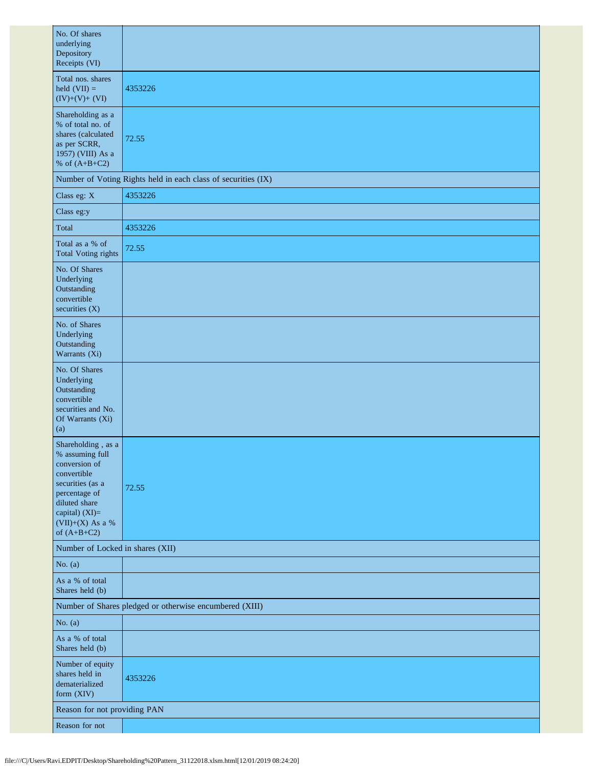| | |
|---|---|
| No. Of shares underlying Depository Receipts (VI) | |
| Total nos. shares held (VII) = (IV)+(V)+ (VI) | 4353226 |
| Shareholding as a % of total no. of shares (calculated as per SCRR, 1957) (VIII) As a % of (A+B+C2) | 72.55 |
| Number of Voting Rights held in each class of securities (IX) | |
| Class eg: X | 4353226 |
| Class eg:y | |
| Total | 4353226 |
| Total as a % of Total Voting rights | 72.55 |
| No. Of Shares Underlying Outstanding convertible securities (X) | |
| No. of Shares Underlying Outstanding Warrants (Xi) | |
| No. Of Shares Underlying Outstanding convertible securities and No. Of Warrants (Xi) (a) | |
| Shareholding , as a % assuming full conversion of convertible securities (as a percentage of diluted share capital) (XI)= (VII)+(X) As a % of (A+B+C2) | 72.55 |
| Number of Locked in shares (XII) | |
| No. (a) | |
| As a % of total Shares held (b) | |
| Number of Shares pledged or otherwise encumbered (XIII) | |
| No. (a) | |
| As a % of total Shares held (b) | |
| Number of equity shares held in dematerialized form (XIV) | 4353226 |
| Reason for not providing PAN | |
| Reason for not | |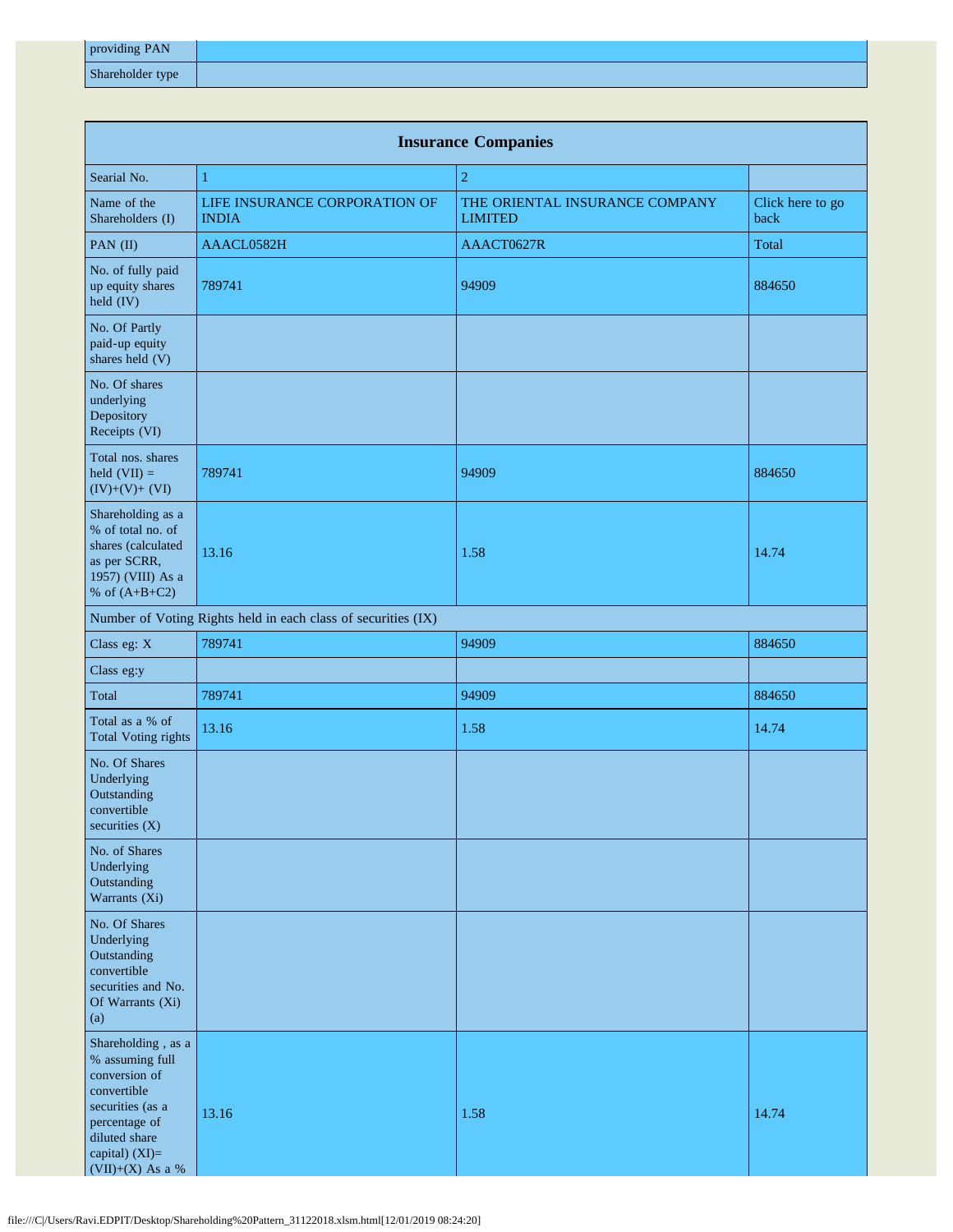| providing PAN | |
|---|---|
| Shareholder type | |

| Insurance Companies | | | |
|---|---|---|---|
| Searial No. | 1 | 2 | |
| Name of the Shareholders (I) | LIFE INSURANCE CORPORATION OF INDIA | THE ORIENTAL INSURANCE COMPANY LIMITED | Click here to go back |
| PAN (II) | AAACL0582H | AAACT0627R | Total |
| No. of fully paid up equity shares held (IV) | 789741 | 94909 | 884650 |
| No. Of Partly paid-up equity shares held (V) | | | |
| No. Of shares underlying Depository Receipts (VI) | | | |
| Total nos. shares held (VII) = (IV)+(V)+ (VI) | 789741 | 94909 | 884650 |
| Shareholding as a % of total no. of shares (calculated as per SCRR, 1957) (VIII) As a % of (A+B+C2) | 13.16 | 1.58 | 14.74 |
| Number of Voting Rights held in each class of securities (IX) | | | |
| Class eg: X | 789741 | 94909 | 884650 |
| Class eg:y | | | |
| Total | 789741 | 94909 | 884650 |
| Total as a % of Total Voting rights | 13.16 | 1.58 | 14.74 |
| No. Of Shares Underlying Outstanding convertible securities (X) | | | |
| No. of Shares Underlying Outstanding Warrants (Xi) | | | |
| No. Of Shares Underlying Outstanding convertible securities and No. Of Warrants (Xi) (a) | | | |
| Shareholding , as a % assuming full conversion of convertible securities (as a percentage of diluted share capital) (XI)= (VII)+(X) As a % | 13.16 | 1.58 | 14.74 |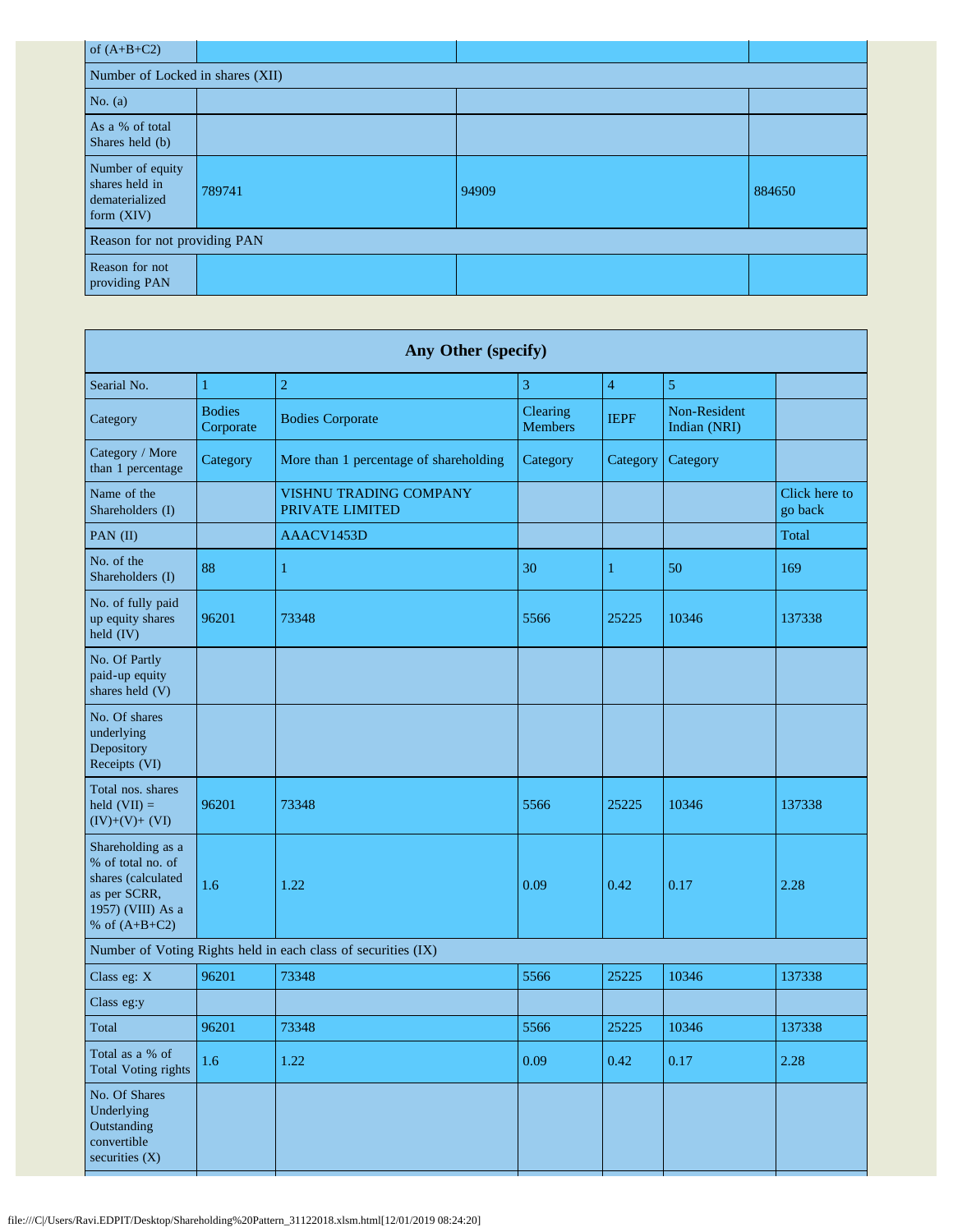| of (A+B+C2) | | | |
|---|---|---|---|
| Number of Locked in shares (XII) | | | |
| No. (a) | | | |
| As a % of total Shares held (b) | | | |
| Number of equity shares held in dematerialized form (XIV) | 789741 | 94909 | 884650 |
| Reason for not providing PAN | | | |
| Reason for not providing PAN | | | |

| Any Other (specify) | | | | | | |
|---|---|---|---|---|---|---|
| Searial No. | 1 | 2 | 3 | 4 | 5 | |
| Category | Bodies Corporate | Bodies Corporate | Clearing Members | IEPF | Non-Resident Indian (NRI) | |
| Category / More than 1 percentage | Category | More than 1 percentage of shareholding | Category | Category | Category | |
| Name of the Shareholders (I) | | VISHNU TRADING COMPANY PRIVATE LIMITED | | | | Click here to go back |
| PAN (II) | | AAACV1453D | | | | Total |
| No. of the Shareholders (I) | 88 | 1 | 30 | 1 | 50 | 169 |
| No. of fully paid up equity shares held (IV) | 96201 | 73348 | 5566 | 25225 | 10346 | 137338 |
| No. Of Partly paid-up equity shares held (V) | | | | | | |
| No. Of shares underlying Depository Receipts (VI) | | | | | | |
| Total nos. shares held (VII) = (IV)+(V)+ (VI) | 96201 | 73348 | 5566 | 25225 | 10346 | 137338 |
| Shareholding as a % of total no. of shares (calculated as per SCRR, 1957) (VIII) As a % of (A+B+C2) | 1.6 | 1.22 | 0.09 | 0.42 | 0.17 | 2.28 |
| Number of Voting Rights held in each class of securities (IX) | | | | | | |
| Class eg: X | 96201 | 73348 | 5566 | 25225 | 10346 | 137338 |
| Class eg:y | | | | | | |
| Total | 96201 | 73348 | 5566 | 25225 | 10346 | 137338 |
| Total as a % of Total Voting rights | 1.6 | 1.22 | 0.09 | 0.42 | 0.17 | 2.28 |
| No. Of Shares Underlying Outstanding convertible securities (X) | | | | | | |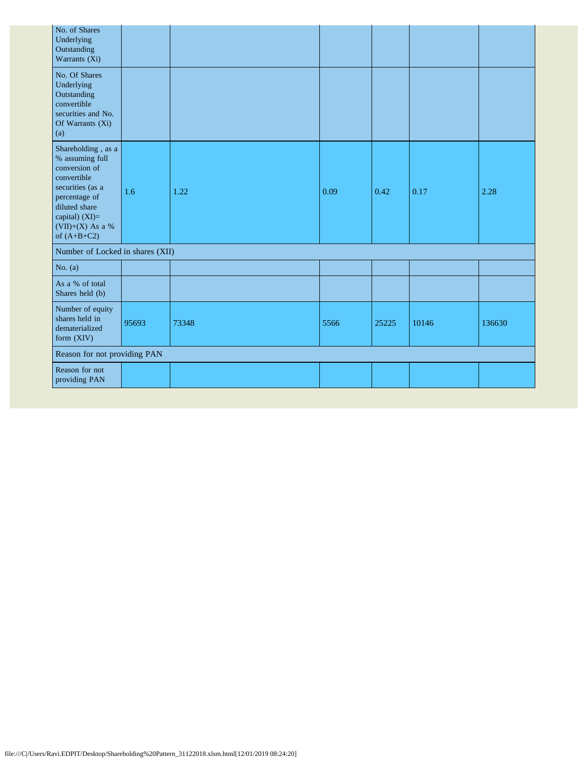| | | | | | | |
|---|---|---|---|---|---|---|
| No. of Shares Underlying Outstanding Warrants (Xi) | | | | | | |
| No. Of Shares Underlying Outstanding convertible securities and No. Of Warrants (Xi) (a) | | | | | | |
| Shareholding , as a % assuming full conversion of convertible securities (as a percentage of diluted share capital) (XI)= (VII)+(X) As a % of (A+B+C2) | 1.6 | 1.22 | 0.09 | 0.42 | 0.17 | 2.28 |
| Number of Locked in shares (XII) | | | | | | |
| No. (a) | | | | | | |
| As a % of total Shares held (b) | | | | | | |
| Number of equity shares held in dematerialized form (XIV) | 95693 | 73348 | 5566 | 25225 | 10146 | 136630 |
| Reason for not providing PAN | | | | | | |
| Reason for not providing PAN | | | | | | |